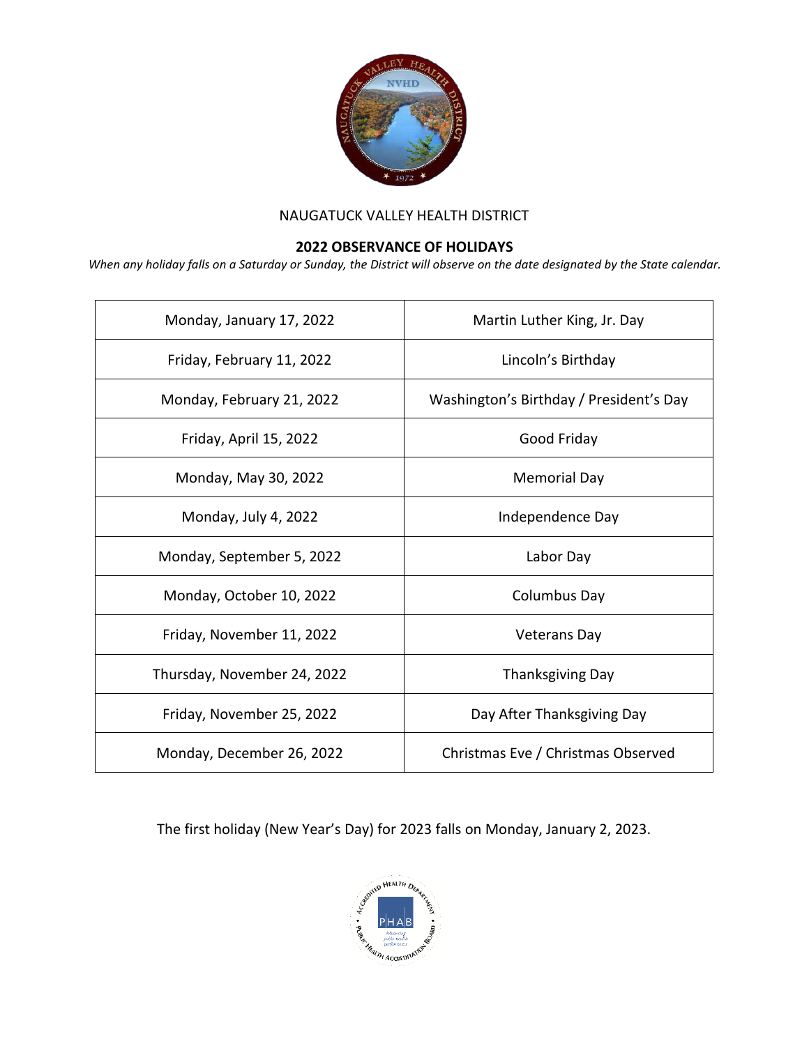NAUGATUCK VALLEY HEALTH DISTRICT

## 2022 OBSERVANCE OF HOLIDAYS

*When any holiday falls on a Saturday or Sunday, the District will observe on the date designated by the State calendar.*

| Date | Holiday |
|---|---|
| Monday, January 17, 2022 | Martin Luther King, Jr. Day |
| Friday, February 11, 2022 | Lincoln's Birthday |
| Monday, February 21, 2022 | Washington's Birthday / President's Day |
| Friday, April 15, 2022 | Good Friday |
| Monday, May 30, 2022 | Memorial Day |
| Monday, July 4, 2022 | Independence Day |
| Monday, September 5, 2022 | Labor Day |
| Monday, October 10, 2022 | Columbus Day |
| Friday, November 11, 2022 | Veterans Day |
| Thursday, November 24, 2022 | Thanksgiving Day |
| Friday, November 25, 2022 | Day After Thanksgiving Day |
| Monday, December 26, 2022 | Christmas Eve / Christmas Observed |

The first holiday (New Year's Day) for 2023 falls on Monday, January 2, 2023.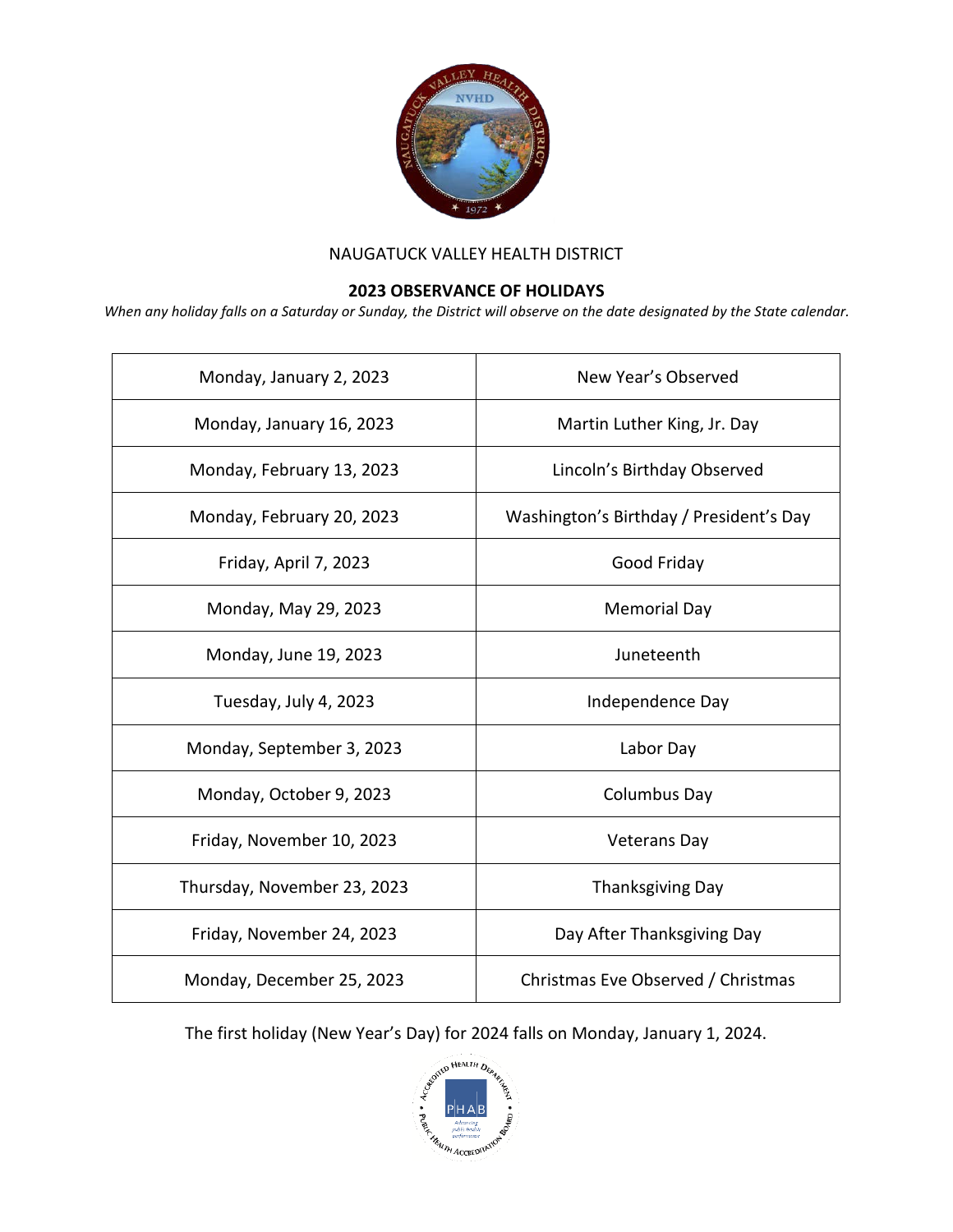NAUGATUCK VALLEY HEALTH DISTRICT

## 2023 OBSERVANCE OF HOLIDAYS

*When any holiday falls on a Saturday or Sunday, the District will observe on the date designated by the State calendar.*

| | |
|---|---|
| Monday, January 2, 2023 | New Year's Observed |
| Monday, January 16, 2023 | Martin Luther King, Jr. Day |
| Monday, February 13, 2023 | Lincoln's Birthday Observed |
| Monday, February 20, 2023 | Washington's Birthday / President's Day |
| Friday, April 7, 2023 | Good Friday |
| Monday, May 29, 2023 | Memorial Day |
| Monday, June 19, 2023 | Juneteenth |
| Tuesday, July 4, 2023 | Independence Day |
| Monday, September 3, 2023 | Labor Day |
| Monday, October 9, 2023 | Columbus Day |
| Friday, November 10, 2023 | Veterans Day |
| Thursday, November 23, 2023 | Thanksgiving Day |
| Friday, November 24, 2023 | Day After Thanksgiving Day |
| Monday, December 25, 2023 | Christmas Eve Observed / Christmas |

The first holiday (New Year's Day) for 2024 falls on Monday, January 1, 2024.